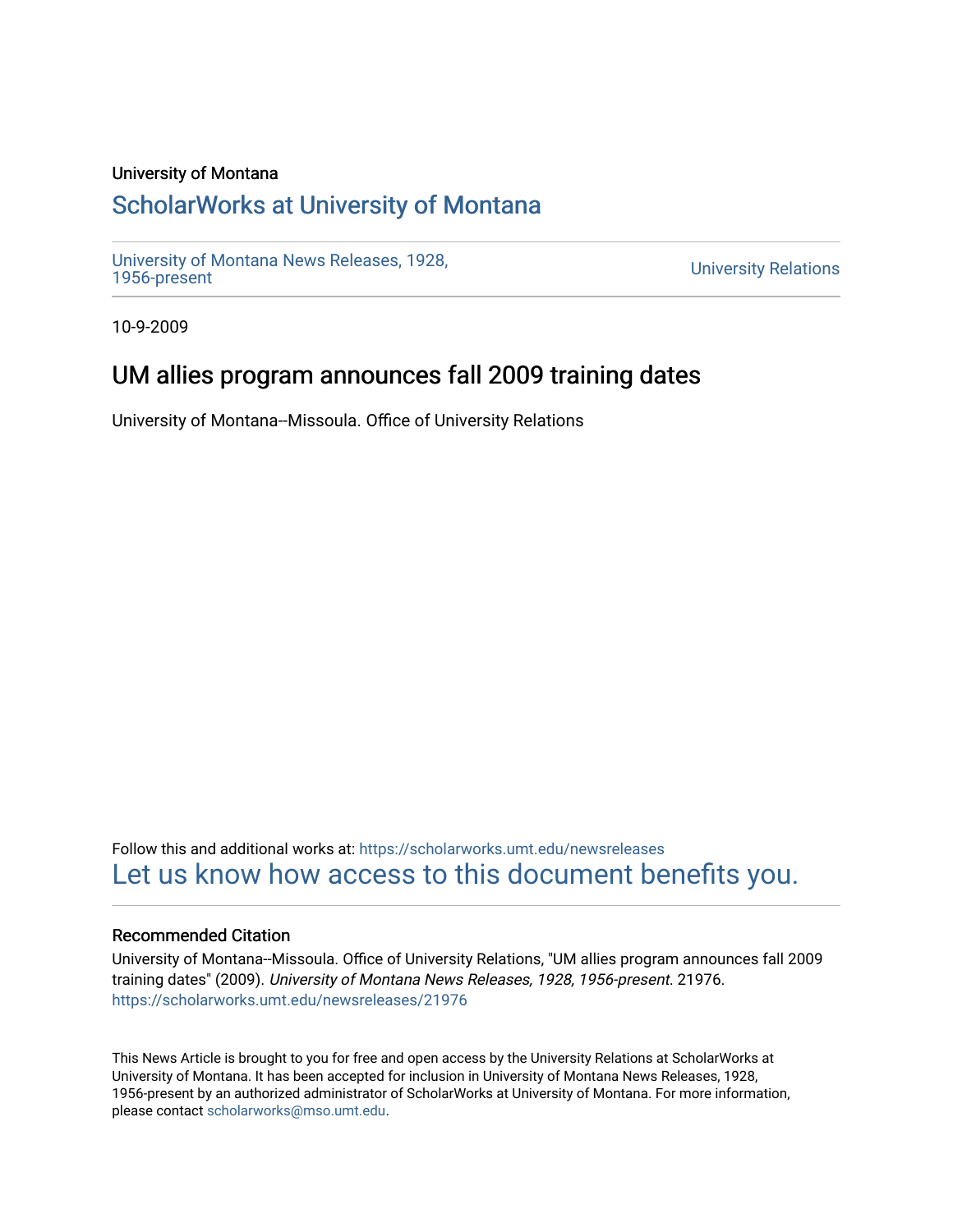University of Montana

# ScholarWorks at University of Montana

University of Montana News Releases, 1928, 1956-present

University Relations

10-9-2009

## UM allies program announces fall 2009 training dates

University of Montana--Missoula. Office of University Relations

Follow this and additional works at: https://scholarworks.umt.edu/newsreleases

Let us know how access to this document benefits you.

### Recommended Citation

University of Montana--Missoula. Office of University Relations, "UM allies program announces fall 2009 training dates" (2009). *University of Montana News Releases, 1928, 1956-present*. 21976.
https://scholarworks.umt.edu/newsreleases/21976

This News Article is brought to you for free and open access by the University Relations at ScholarWorks at University of Montana. It has been accepted for inclusion in University of Montana News Releases, 1928, 1956-present by an authorized administrator of ScholarWorks at University of Montana. For more information, please contact scholarworks@mso.umt.edu.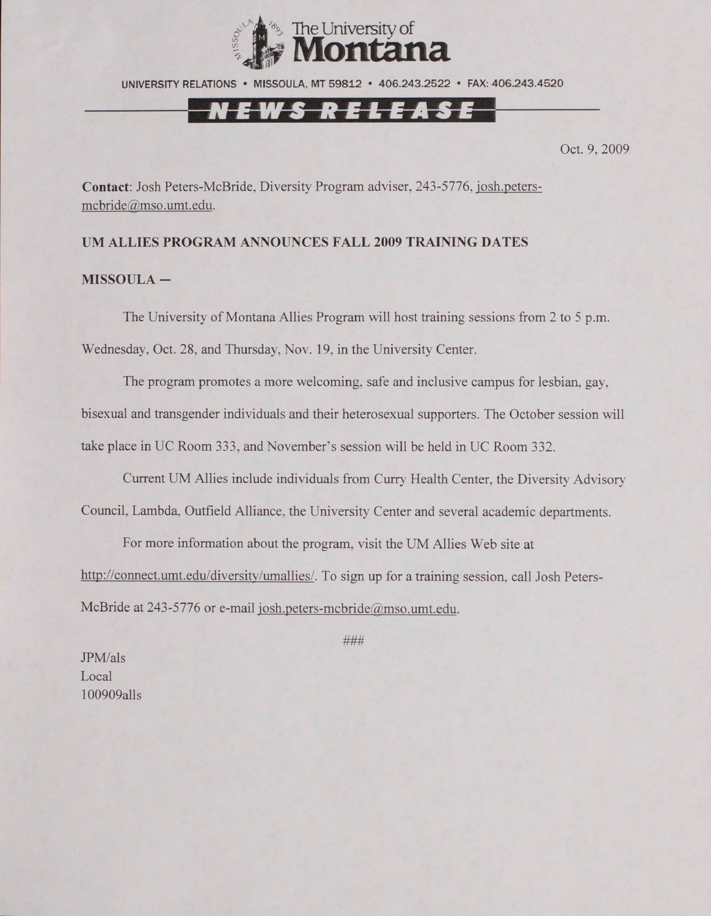The University of Montana

UNIVERSITY RELATIONS • MISSOULA, MT 59812 • 406.243.2522 • FAX: 406.243.4520

**NEWS RELEASE**

Oct. 9, 2009

**Contact**: Josh Peters-McBride, Diversity Program adviser, 243-5776, josh.peters-mcbride@mso.umt.edu.

**UM ALLIES PROGRAM ANNOUNCES FALL 2009 TRAINING DATES**

**MISSOULA —**

The University of Montana Allies Program will host training sessions from 2 to 5 p.m. Wednesday, Oct. 28, and Thursday, Nov. 19, in the University Center.

The program promotes a more welcoming, safe and inclusive campus for lesbian, gay, bisexual and transgender individuals and their heterosexual supporters. The October session will take place in UC Room 333, and November's session will be held in UC Room 332.

Current UM Allies include individuals from Curry Health Center, the Diversity Advisory Council, Lambda, Outfield Alliance, the University Center and several academic departments.

For more information about the program, visit the UM Allies Web site at http://connect.umt.edu/diversity/umallies/. To sign up for a training session, call Josh Peters-McBride at 243-5776 or e-mail josh.peters-mcbride@mso.umt.edu.

###

JPM/als
Local
100909alls